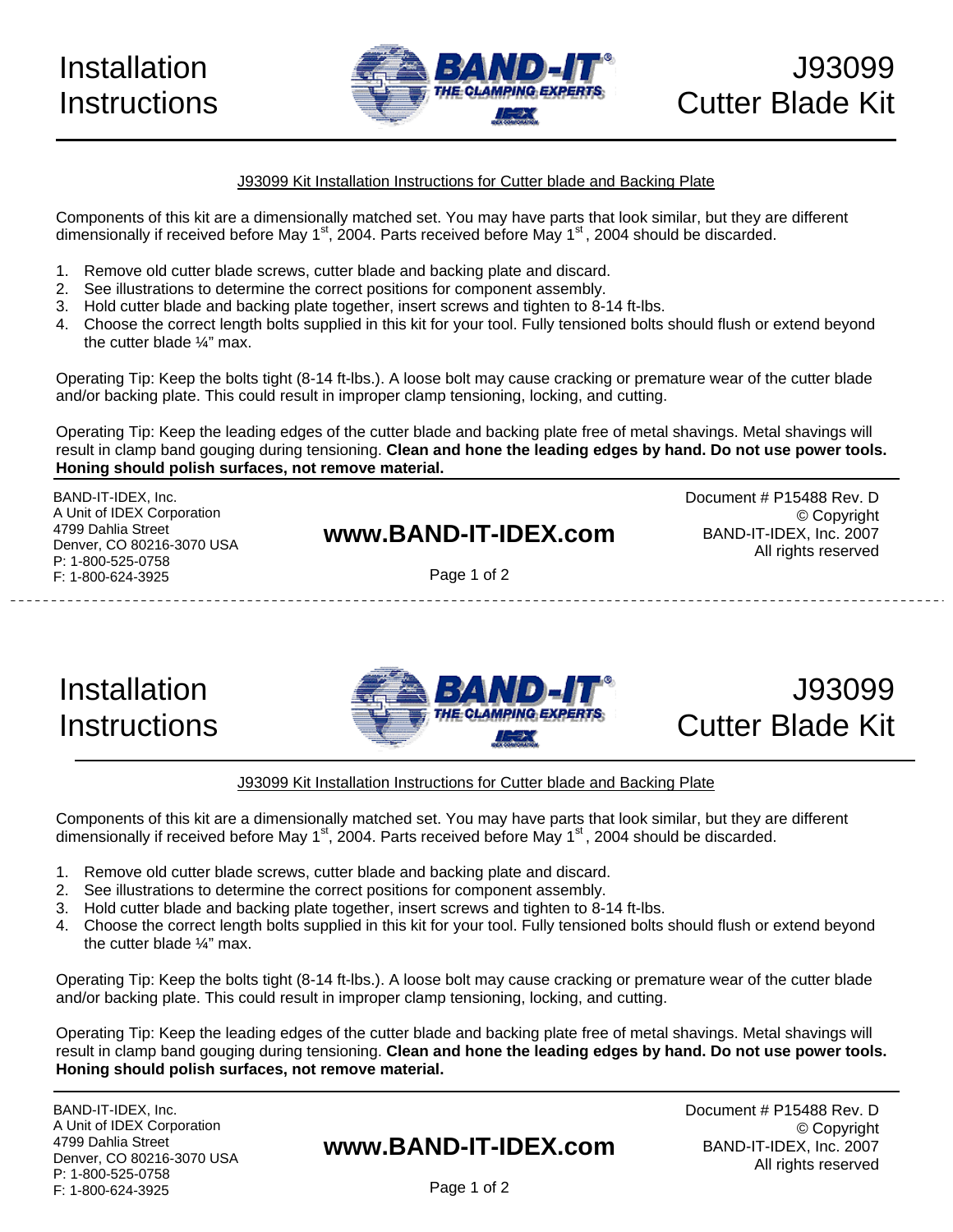# Installation Instructions

# J93099 Cutter Blade Kit

J93099 Kit Installation Instructions for Cutter blade and Backing Plate

Components of this kit are a dimensionally matched set. You may have parts that look similar, but they are different dimensionally if received before May 1st, 2004. Parts received before May 1st, 2004 should be discarded.

1. Remove old cutter blade screws, cutter blade and backing plate and discard.
2. See illustrations to determine the correct positions for component assembly.
3. Hold cutter blade and backing plate together, insert screws and tighten to 8-14 ft-lbs.
4. Choose the correct length bolts supplied in this kit for your tool. Fully tensioned bolts should flush or extend beyond the cutter blade ¼" max.

Operating Tip: Keep the bolts tight (8-14 ft-lbs.). A loose bolt may cause cracking or premature wear of the cutter blade and/or backing plate. This could result in improper clamp tensioning, locking, and cutting.

Operating Tip: Keep the leading edges of the cutter blade and backing plate free of metal shavings. Metal shavings will result in clamp band gouging during tensioning. **Clean and hone the leading edges by hand. Do not use power tools. Honing should polish surfaces, not remove material.**

BAND-IT-IDEX, Inc.
A Unit of IDEX Corporation
4799 Dahlia Street
Denver, CO 80216-3070 USA
P: 1-800-525-0758
F: 1-800-624-3925

**www.BAND-IT-IDEX.com**

Document # P15488 Rev. D
© Copyright
BAND-IT-IDEX, Inc. 2007
All rights reserved

---

# Installation Instructions

# J93099 Cutter Blade Kit

J93099 Kit Installation Instructions for Cutter blade and Backing Plate

Components of this kit are a dimensionally matched set. You may have parts that look similar, but they are different dimensionally if received before May 1st, 2004. Parts received before May 1st, 2004 should be discarded.

1. Remove old cutter blade screws, cutter blade and backing plate and discard.
2. See illustrations to determine the correct positions for component assembly.
3. Hold cutter blade and backing plate together, insert screws and tighten to 8-14 ft-lbs.
4. Choose the correct length bolts supplied in this kit for your tool. Fully tensioned bolts should flush or extend beyond the cutter blade ¼" max.

Operating Tip: Keep the bolts tight (8-14 ft-lbs.). A loose bolt may cause cracking or premature wear of the cutter blade and/or backing plate. This could result in improper clamp tensioning, locking, and cutting.

Operating Tip: Keep the leading edges of the cutter blade and backing plate free of metal shavings. Metal shavings will result in clamp band gouging during tensioning. **Clean and hone the leading edges by hand. Do not use power tools. Honing should polish surfaces, not remove material.**

BAND-IT-IDEX, Inc.
A Unit of IDEX Corporation
4799 Dahlia Street
Denver, CO 80216-3070 USA
P: 1-800-525-0758
F: 1-800-624-3925

**www.BAND-IT-IDEX.com**

Document # P15488 Rev. D
© Copyright
BAND-IT-IDEX, Inc. 2007
All rights reserved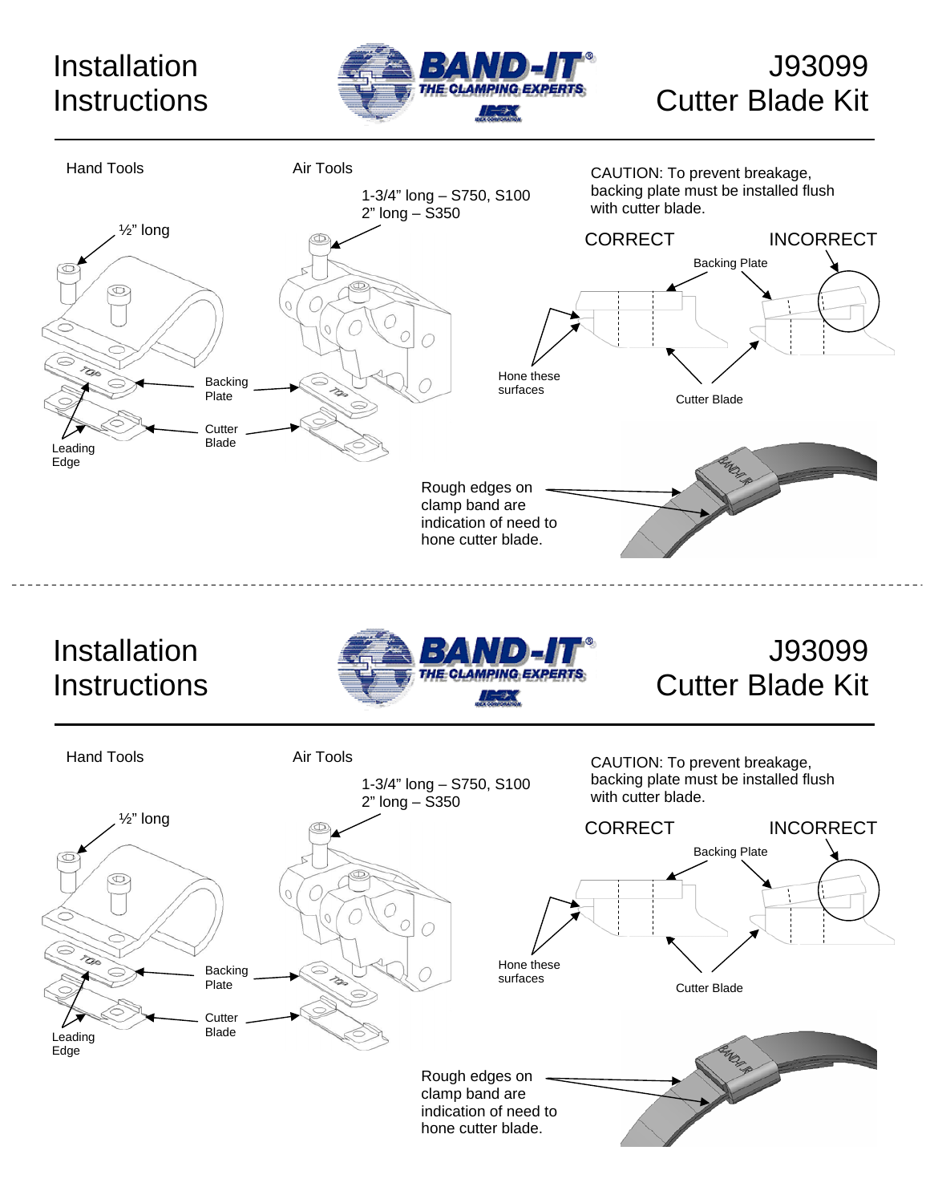# Installation Instructions

# J93099 Cutter Blade Kit

Hand Tools

½" long

Backing Plate

Cutter Blade

Leading Edge

Air Tools

1-3/4" long – S750, S100
2" long – S350

CAUTION: To prevent breakage, backing plate must be installed flush with cutter blade.

CORRECT

INCORRECT

Backing Plate

Hone these surfaces

Cutter Blade

Rough edges on clamp band are indication of need to hone cutter blade.

---

# Installation Instructions

# J93099 Cutter Blade Kit

Hand Tools

½" long

Backing Plate

Cutter Blade

Leading Edge

Air Tools

1-3/4" long – S750, S100
2" long – S350

CAUTION: To prevent breakage, backing plate must be installed flush with cutter blade.

CORRECT

INCORRECT

Backing Plate

Hone these surfaces

Cutter Blade

Rough edges on clamp band are indication of need to hone cutter blade.